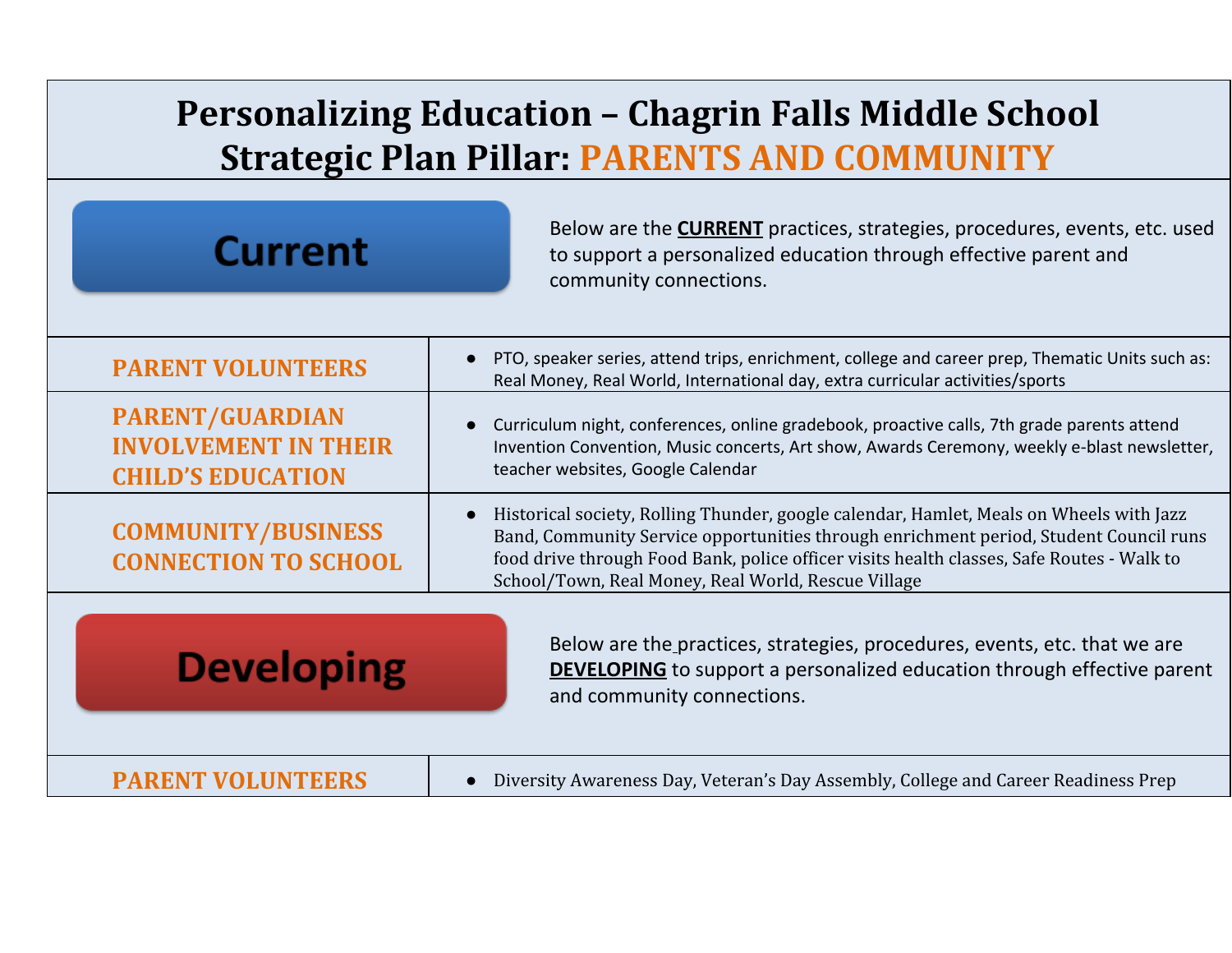# Personalizing Education – Chagrin Falls Middle School
## Strategic Plan Pillar: PARENTS AND COMMUNITY

**Current**

Below are the **CURRENT** practices, strategies, procedures, events, etc. used to support a personalized education through effective parent and community connections.

| | |
|---|---|
| **PARENT VOLUNTEERS** | ● PTO, speaker series, attend trips, enrichment, college and career prep, Thematic Units such as: Real Money, Real World, International day, extra curricular activities/sports |
| **PARENT/GUARDIAN INVOLVEMENT IN THEIR CHILD'S EDUCATION** | ● Curriculum night, conferences, online gradebook, proactive calls, 7th grade parents attend Invention Convention, Music concerts, Art show, Awards Ceremony, weekly e-blast newsletter, teacher websites, Google Calendar |
| **COMMUNITY/BUSINESS CONNECTION TO SCHOOL** | ● Historical society, Rolling Thunder, google calendar, Hamlet, Meals on Wheels with Jazz Band, Community Service opportunities through enrichment period, Student Council runs food drive through Food Bank, police officer visits health classes, Safe Routes - Walk to School/Town, Real Money, Real World, Rescue Village |

**Developing**

Below are the practices, strategies, procedures, events, etc. that we are **DEVELOPING** to support a personalized education through effective parent and community connections.

| | |
|---|---|
| **PARENT VOLUNTEERS** | ● Diversity Awareness Day, Veteran's Day Assembly, College and Career Readiness Prep |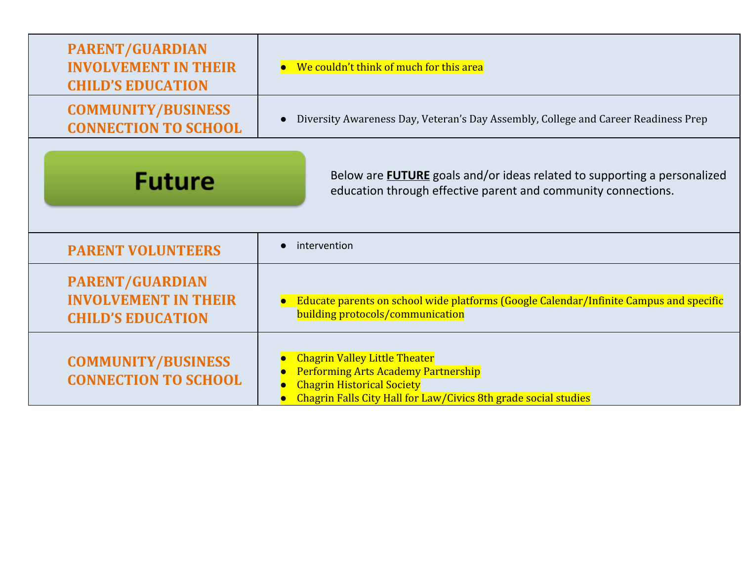| | |
|---|---|
| **PARENT/GUARDIAN INVOLVEMENT IN THEIR CHILD'S EDUCATION** | • We couldn't think of much for this area |
| **COMMUNITY/BUSINESS CONNECTION TO SCHOOL** | • Diversity Awareness Day, Veteran's Day Assembly, College and Career Readiness Prep |

**Future**

Below are **FUTURE** goals and/or ideas related to supporting a personalized education through effective parent and community connections.

| | |
|---|---|
| **PARENT VOLUNTEERS** | • intervention |
| **PARENT/GUARDIAN INVOLVEMENT IN THEIR CHILD'S EDUCATION** | • Educate parents on school wide platforms (Google Calendar/Infinite Campus and specific building protocols/communication |
| **COMMUNITY/BUSINESS CONNECTION TO SCHOOL** | • Chagrin Valley Little Theater<br>• Performing Arts Academy Partnership<br>• Chagrin Historical Society<br>• Chagrin Falls City Hall for Law/Civics 8th grade social studies |